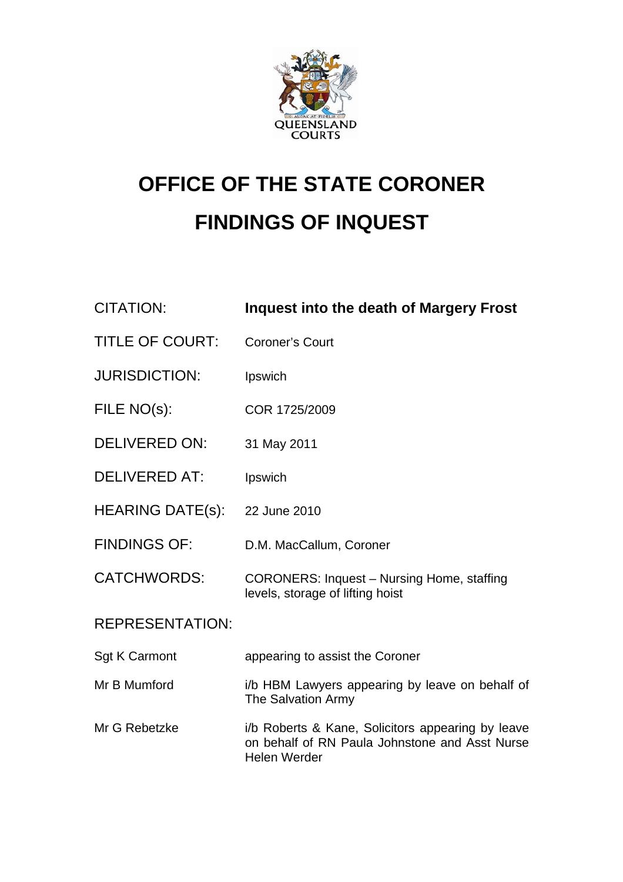# OFFICE OF THE STATE CORONER
# FINDINGS OF INQUEST

| | |
|---|---|
| CITATION: | **Inquest into the death of Margery Frost** |
| TITLE OF COURT: | Coroner's Court |
| JURISDICTION: | Ipswich |
| FILE NO(s): | COR 1725/2009 |
| DELIVERED ON: | 31 May 2011 |
| DELIVERED AT: | Ipswich |
| HEARING DATE(s): | 22 June 2010 |
| FINDINGS OF: | D.M. MacCallum, Coroner |
| CATCHWORDS: | CORONERS: Inquest – Nursing Home, staffing levels, storage of lifting hoist |

REPRESENTATION:

| | |
|---|---|
| Sgt K Carmont | appearing to assist the Coroner |
| Mr B Mumford | i/b HBM Lawyers appearing by leave on behalf of The Salvation Army |
| Mr G Rebetzke | i/b Roberts & Kane, Solicitors appearing by leave on behalf of RN Paula Johnstone and Asst Nurse Helen Werder |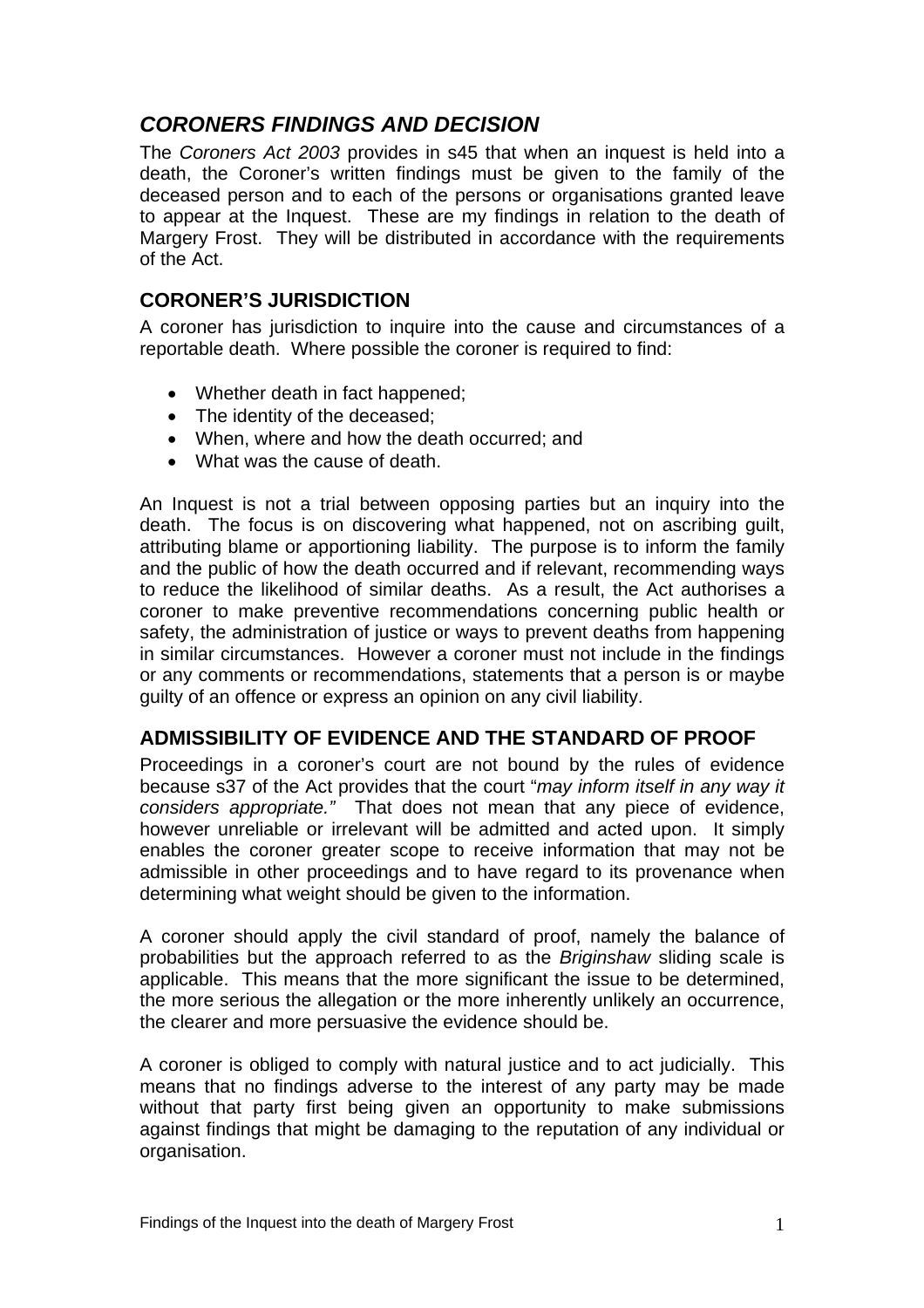## *CORONERS FINDINGS AND DECISION*

The *Coroners Act 2003* provides in s45 that when an inquest is held into a death, the Coroner's written findings must be given to the family of the deceased person and to each of the persons or organisations granted leave to appear at the Inquest. These are my findings in relation to the death of Margery Frost. They will be distributed in accordance with the requirements of the Act.

### CORONER'S JURISDICTION

A coroner has jurisdiction to inquire into the cause and circumstances of a reportable death. Where possible the coroner is required to find:

- Whether death in fact happened;
- The identity of the deceased;
- When, where and how the death occurred; and
- What was the cause of death.

An Inquest is not a trial between opposing parties but an inquiry into the death. The focus is on discovering what happened, not on ascribing guilt, attributing blame or apportioning liability. The purpose is to inform the family and the public of how the death occurred and if relevant, recommending ways to reduce the likelihood of similar deaths. As a result, the Act authorises a coroner to make preventive recommendations concerning public health or safety, the administration of justice or ways to prevent deaths from happening in similar circumstances. However a coroner must not include in the findings or any comments or recommendations, statements that a person is or maybe guilty of an offence or express an opinion on any civil liability.

### ADMISSIBILITY OF EVIDENCE AND THE STANDARD OF PROOF

Proceedings in a coroner's court are not bound by the rules of evidence because s37 of the Act provides that the court "*may inform itself in any way it considers appropriate.*" That does not mean that any piece of evidence, however unreliable or irrelevant will be admitted and acted upon. It simply enables the coroner greater scope to receive information that may not be admissible in other proceedings and to have regard to its provenance when determining what weight should be given to the information.

A coroner should apply the civil standard of proof, namely the balance of probabilities but the approach referred to as the *Briginshaw* sliding scale is applicable. This means that the more significant the issue to be determined, the more serious the allegation or the more inherently unlikely an occurrence, the clearer and more persuasive the evidence should be.

A coroner is obliged to comply with natural justice and to act judicially. This means that no findings adverse to the interest of any party may be made without that party first being given an opportunity to make submissions against findings that might be damaging to the reputation of any individual or organisation.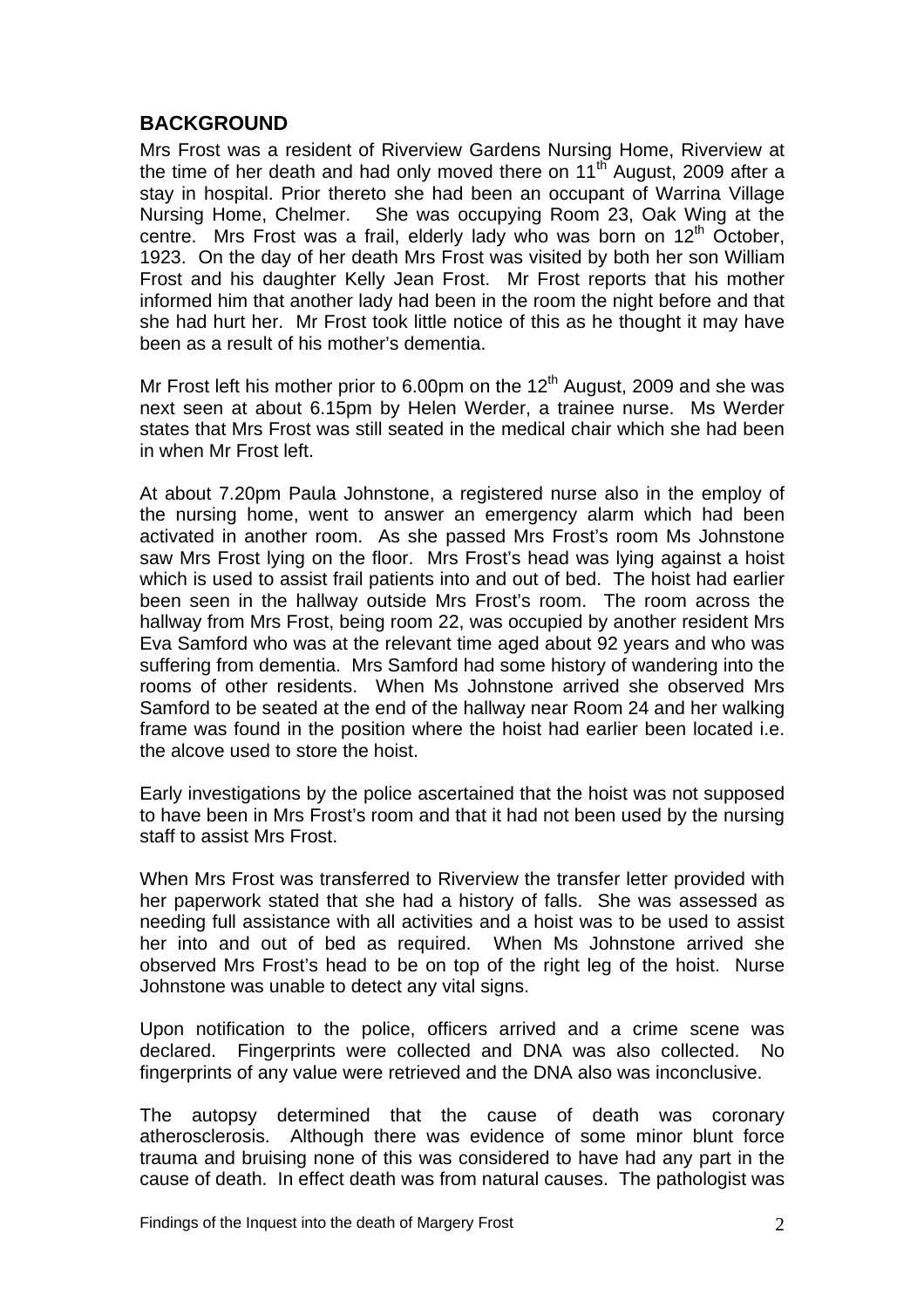## BACKGROUND

Mrs Frost was a resident of Riverview Gardens Nursing Home, Riverview at the time of her death and had only moved there on 11th August, 2009 after a stay in hospital. Prior thereto she had been an occupant of Warrina Village Nursing Home, Chelmer. She was occupying Room 23, Oak Wing at the centre. Mrs Frost was a frail, elderly lady who was born on 12th October, 1923. On the day of her death Mrs Frost was visited by both her son William Frost and his daughter Kelly Jean Frost. Mr Frost reports that his mother informed him that another lady had been in the room the night before and that she had hurt her. Mr Frost took little notice of this as he thought it may have been as a result of his mother's dementia.

Mr Frost left his mother prior to 6.00pm on the 12th August, 2009 and she was next seen at about 6.15pm by Helen Werder, a trainee nurse. Ms Werder states that Mrs Frost was still seated in the medical chair which she had been in when Mr Frost left.

At about 7.20pm Paula Johnstone, a registered nurse also in the employ of the nursing home, went to answer an emergency alarm which had been activated in another room. As she passed Mrs Frost's room Ms Johnstone saw Mrs Frost lying on the floor. Mrs Frost's head was lying against a hoist which is used to assist frail patients into and out of bed. The hoist had earlier been seen in the hallway outside Mrs Frost's room. The room across the hallway from Mrs Frost, being room 22, was occupied by another resident Mrs Eva Samford who was at the relevant time aged about 92 years and who was suffering from dementia. Mrs Samford had some history of wandering into the rooms of other residents. When Ms Johnstone arrived she observed Mrs Samford to be seated at the end of the hallway near Room 24 and her walking frame was found in the position where the hoist had earlier been located i.e. the alcove used to store the hoist.

Early investigations by the police ascertained that the hoist was not supposed to have been in Mrs Frost's room and that it had not been used by the nursing staff to assist Mrs Frost.

When Mrs Frost was transferred to Riverview the transfer letter provided with her paperwork stated that she had a history of falls. She was assessed as needing full assistance with all activities and a hoist was to be used to assist her into and out of bed as required. When Ms Johnstone arrived she observed Mrs Frost's head to be on top of the right leg of the hoist. Nurse Johnstone was unable to detect any vital signs.

Upon notification to the police, officers arrived and a crime scene was declared. Fingerprints were collected and DNA was also collected. No fingerprints of any value were retrieved and the DNA also was inconclusive.

The autopsy determined that the cause of death was coronary atherosclerosis. Although there was evidence of some minor blunt force trauma and bruising none of this was considered to have had any part in the cause of death. In effect death was from natural causes. The pathologist was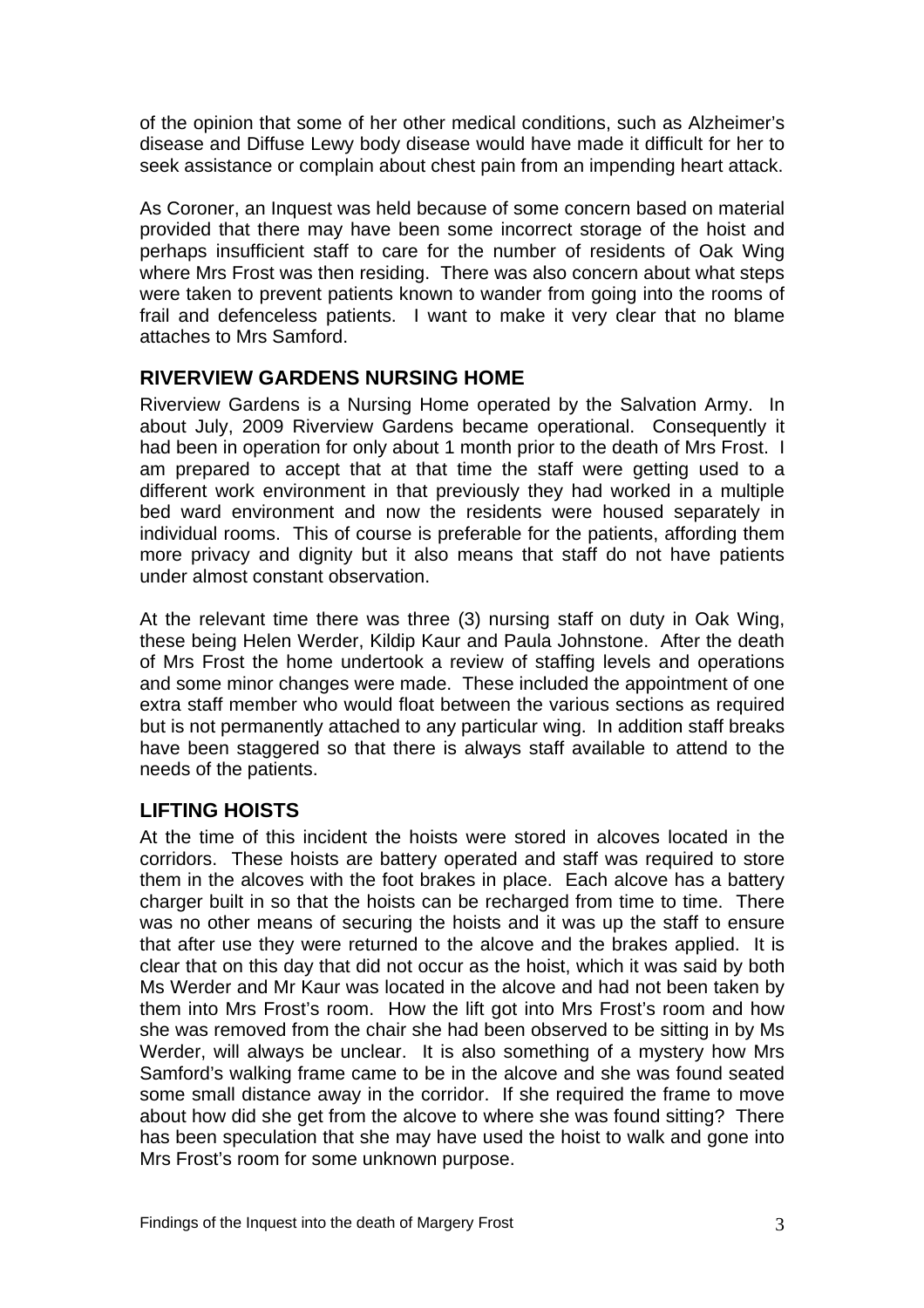of the opinion that some of her other medical conditions, such as Alzheimer's disease and Diffuse Lewy body disease would have made it difficult for her to seek assistance or complain about chest pain from an impending heart attack.

As Coroner, an Inquest was held because of some concern based on material provided that there may have been some incorrect storage of the hoist and perhaps insufficient staff to care for the number of residents of Oak Wing where Mrs Frost was then residing. There was also concern about what steps were taken to prevent patients known to wander from going into the rooms of frail and defenceless patients. I want to make it very clear that no blame attaches to Mrs Samford.

## RIVERVIEW GARDENS NURSING HOME

Riverview Gardens is a Nursing Home operated by the Salvation Army. In about July, 2009 Riverview Gardens became operational. Consequently it had been in operation for only about 1 month prior to the death of Mrs Frost. I am prepared to accept that at that time the staff were getting used to a different work environment in that previously they had worked in a multiple bed ward environment and now the residents were housed separately in individual rooms. This of course is preferable for the patients, affording them more privacy and dignity but it also means that staff do not have patients under almost constant observation.

At the relevant time there was three (3) nursing staff on duty in Oak Wing, these being Helen Werder, Kildip Kaur and Paula Johnstone. After the death of Mrs Frost the home undertook a review of staffing levels and operations and some minor changes were made. These included the appointment of one extra staff member who would float between the various sections as required but is not permanently attached to any particular wing. In addition staff breaks have been staggered so that there is always staff available to attend to the needs of the patients.

## LIFTING HOISTS

At the time of this incident the hoists were stored in alcoves located in the corridors. These hoists are battery operated and staff was required to store them in the alcoves with the foot brakes in place. Each alcove has a battery charger built in so that the hoists can be recharged from time to time. There was no other means of securing the hoists and it was up the staff to ensure that after use they were returned to the alcove and the brakes applied. It is clear that on this day that did not occur as the hoist, which it was said by both Ms Werder and Mr Kaur was located in the alcove and had not been taken by them into Mrs Frost's room. How the lift got into Mrs Frost's room and how she was removed from the chair she had been observed to be sitting in by Ms Werder, will always be unclear. It is also something of a mystery how Mrs Samford's walking frame came to be in the alcove and she was found seated some small distance away in the corridor. If she required the frame to move about how did she get from the alcove to where she was found sitting? There has been speculation that she may have used the hoist to walk and gone into Mrs Frost's room for some unknown purpose.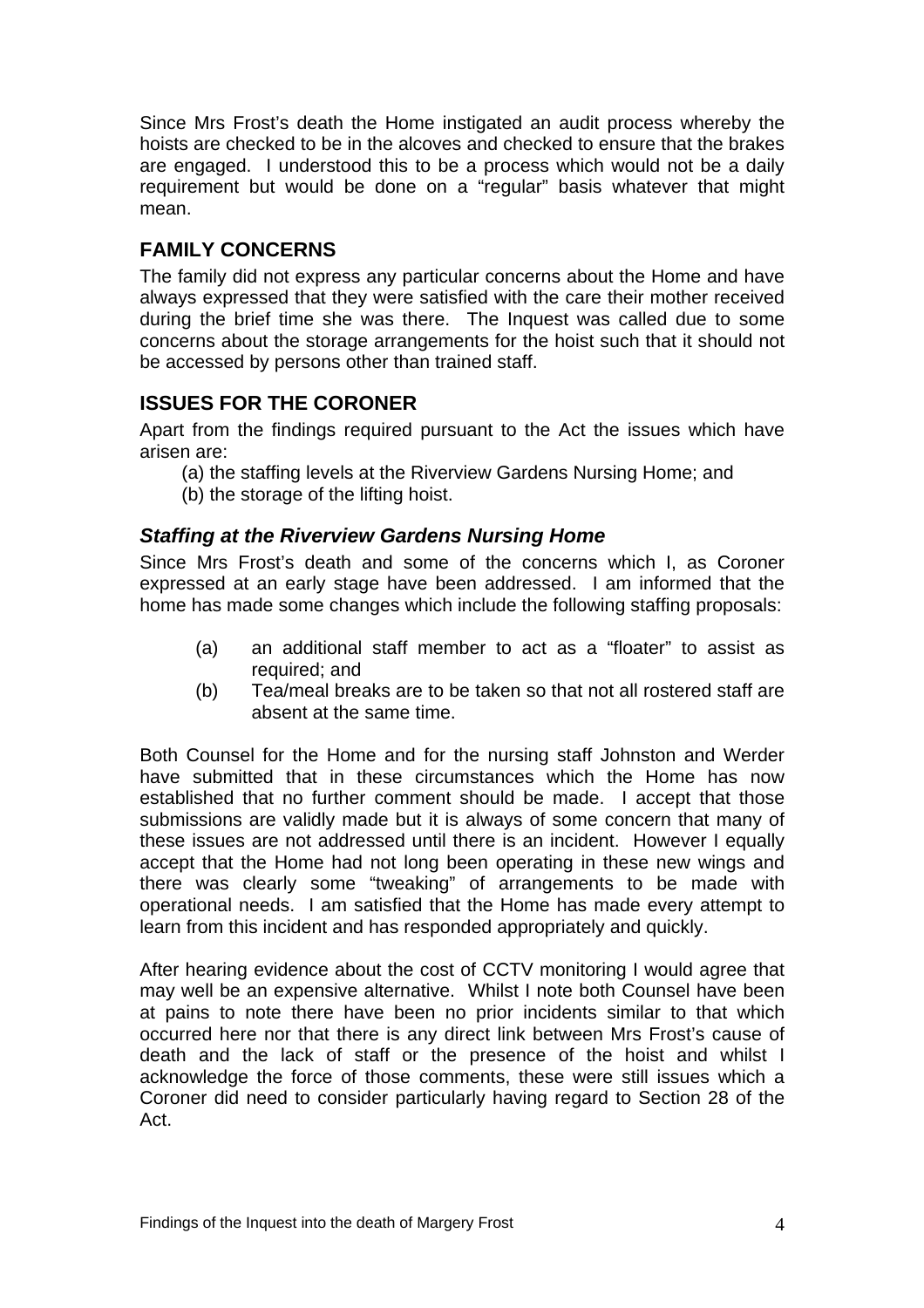Since Mrs Frost's death the Home instigated an audit process whereby the hoists are checked to be in the alcoves and checked to ensure that the brakes are engaged. I understood this to be a process which would not be a daily requirement but would be done on a "regular" basis whatever that might mean.

## FAMILY CONCERNS

The family did not express any particular concerns about the Home and have always expressed that they were satisfied with the care their mother received during the brief time she was there. The Inquest was called due to some concerns about the storage arrangements for the hoist such that it should not be accessed by persons other than trained staff.

## ISSUES FOR THE CORONER

Apart from the findings required pursuant to the Act the issues which have arisen are:

(a) the staffing levels at the Riverview Gardens Nursing Home; and
(b) the storage of the lifting hoist.

### *Staffing at the Riverview Gardens Nursing Home*

Since Mrs Frost's death and some of the concerns which I, as Coroner expressed at an early stage have been addressed. I am informed that the home has made some changes which include the following staffing proposals:

(a) an additional staff member to act as a "floater" to assist as required; and
(b) Tea/meal breaks are to be taken so that not all rostered staff are absent at the same time.

Both Counsel for the Home and for the nursing staff Johnston and Werder have submitted that in these circumstances which the Home has now established that no further comment should be made. I accept that those submissions are validly made but it is always of some concern that many of these issues are not addressed until there is an incident. However I equally accept that the Home had not long been operating in these new wings and there was clearly some "tweaking" of arrangements to be made with operational needs. I am satisfied that the Home has made every attempt to learn from this incident and has responded appropriately and quickly.

After hearing evidence about the cost of CCTV monitoring I would agree that may well be an expensive alternative. Whilst I note both Counsel have been at pains to note there have been no prior incidents similar to that which occurred here nor that there is any direct link between Mrs Frost's cause of death and the lack of staff or the presence of the hoist and whilst I acknowledge the force of those comments, these were still issues which a Coroner did need to consider particularly having regard to Section 28 of the Act.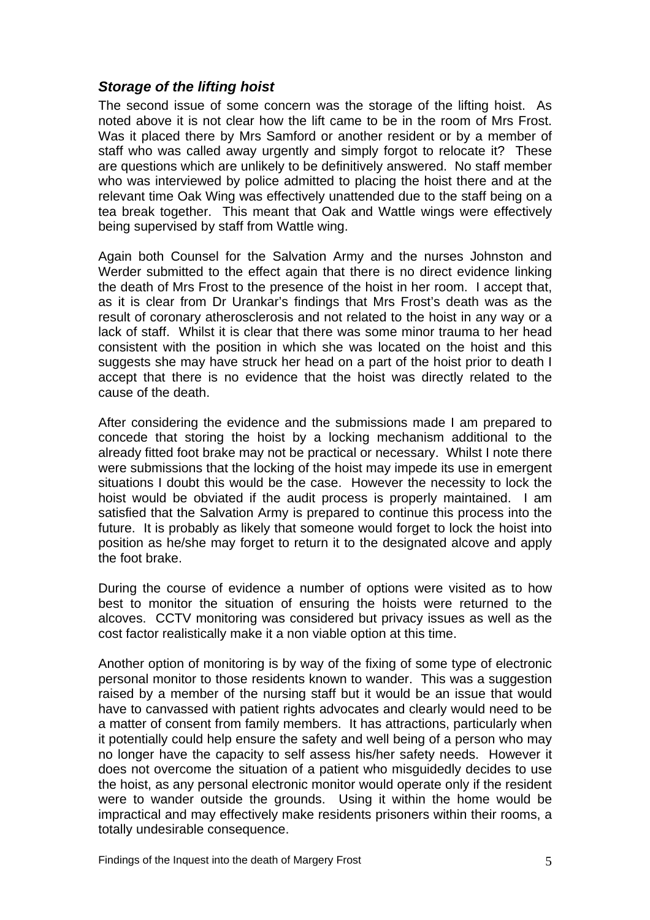### *Storage of the lifting hoist*

The second issue of some concern was the storage of the lifting hoist. As noted above it is not clear how the lift came to be in the room of Mrs Frost. Was it placed there by Mrs Samford or another resident or by a member of staff who was called away urgently and simply forgot to relocate it? These are questions which are unlikely to be definitively answered. No staff member who was interviewed by police admitted to placing the hoist there and at the relevant time Oak Wing was effectively unattended due to the staff being on a tea break together. This meant that Oak and Wattle wings were effectively being supervised by staff from Wattle wing.

Again both Counsel for the Salvation Army and the nurses Johnston and Werder submitted to the effect again that there is no direct evidence linking the death of Mrs Frost to the presence of the hoist in her room. I accept that, as it is clear from Dr Urankar's findings that Mrs Frost's death was as the result of coronary atherosclerosis and not related to the hoist in any way or a lack of staff. Whilst it is clear that there was some minor trauma to her head consistent with the position in which she was located on the hoist and this suggests she may have struck her head on a part of the hoist prior to death I accept that there is no evidence that the hoist was directly related to the cause of the death.

After considering the evidence and the submissions made I am prepared to concede that storing the hoist by a locking mechanism additional to the already fitted foot brake may not be practical or necessary. Whilst I note there were submissions that the locking of the hoist may impede its use in emergent situations I doubt this would be the case. However the necessity to lock the hoist would be obviated if the audit process is properly maintained. I am satisfied that the Salvation Army is prepared to continue this process into the future. It is probably as likely that someone would forget to lock the hoist into position as he/she may forget to return it to the designated alcove and apply the foot brake.

During the course of evidence a number of options were visited as to how best to monitor the situation of ensuring the hoists were returned to the alcoves. CCTV monitoring was considered but privacy issues as well as the cost factor realistically make it a non viable option at this time.

Another option of monitoring is by way of the fixing of some type of electronic personal monitor to those residents known to wander. This was a suggestion raised by a member of the nursing staff but it would be an issue that would have to canvassed with patient rights advocates and clearly would need to be a matter of consent from family members. It has attractions, particularly when it potentially could help ensure the safety and well being of a person who may no longer have the capacity to self assess his/her safety needs. However it does not overcome the situation of a patient who misguidedly decides to use the hoist, as any personal electronic monitor would operate only if the resident were to wander outside the grounds. Using it within the home would be impractical and may effectively make residents prisoners within their rooms, a totally undesirable consequence.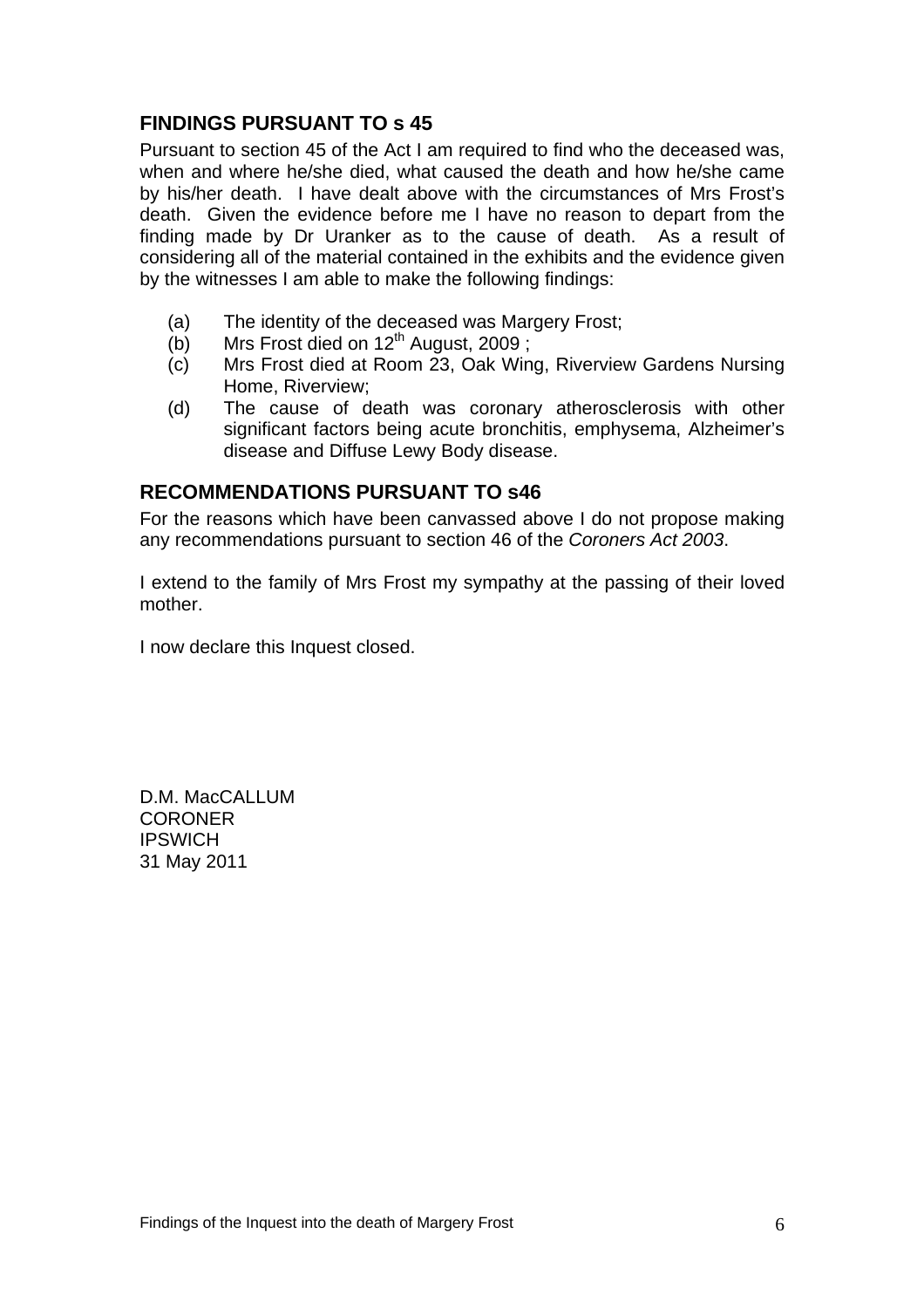## FINDINGS PURSUANT TO s 45

Pursuant to section 45 of the Act I am required to find who the deceased was, when and where he/she died, what caused the death and how he/she came by his/her death. I have dealt above with the circumstances of Mrs Frost's death. Given the evidence before me I have no reason to depart from the finding made by Dr Uranker as to the cause of death. As a result of considering all of the material contained in the exhibits and the evidence given by the witnesses I am able to make the following findings:

(a) The identity of the deceased was Margery Frost;

(b) Mrs Frost died on 12th August, 2009 ;

(c) Mrs Frost died at Room 23, Oak Wing, Riverview Gardens Nursing Home, Riverview;

(d) The cause of death was coronary atherosclerosis with other significant factors being acute bronchitis, emphysema, Alzheimer's disease and Diffuse Lewy Body disease.

## RECOMMENDATIONS PURSUANT TO s46

For the reasons which have been canvassed above I do not propose making any recommendations pursuant to section 46 of the *Coroners Act 2003*.

I extend to the family of Mrs Frost my sympathy at the passing of their loved mother.

I now declare this Inquest closed.

D.M. MacCALLUM
CORONER
IPSWICH
31 May 2011